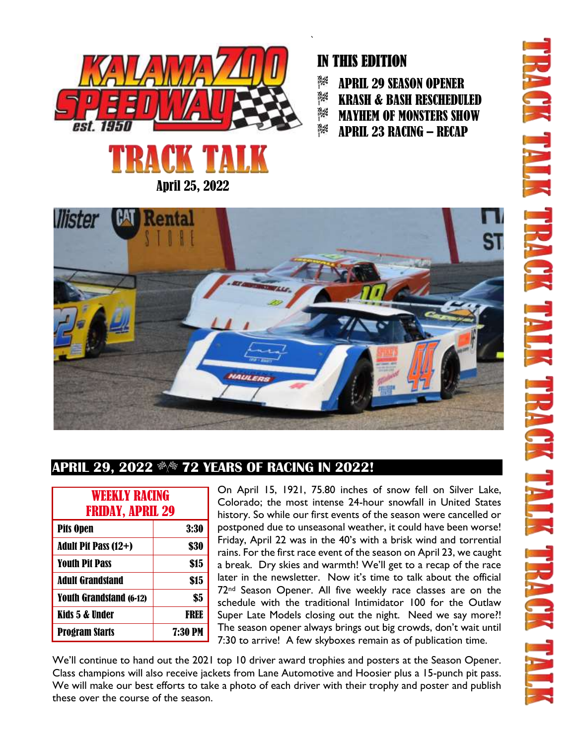# TRACK TALK

April 25, 2022

## IN THIS EDITION

- APRIL 29 SEASON OPENER
- KRASH & BASH RESCHEDULED
- MAYHEM OF MONSTERS SHOW
- APRIL 23 RACING – RECAP

## APRIL 29, 2022 72 YEARS OF RACING IN 2022!

| WEEKLY RACING FRIDAY, APRIL 29 | |
|---|---|
| Pits Open | 3:30 |
| Adult Pit Pass (12+) | $30 |
| Youth Pit Pass | $15 |
| Adult Grandstand | $15 |
| Youth Grandstand (6-12) | $5 |
| Kids 5 & Under | FREE |
| Program Starts | 7:30 PM |

On April 15, 1921, 75.80 inches of snow fell on Silver Lake, Colorado; the most intense 24-hour snowfall in United States history. So while our first events of the season were cancelled or postponed due to unseasonal weather, it could have been worse! Friday, April 22 was in the 40's with a brisk wind and torrential rains. For the first race event of the season on April 23, we caught a break. Dry skies and warmth! We'll get to a recap of the race later in the newsletter. Now it's time to talk about the official 72nd Season Opener. All five weekly race classes are on the schedule with the traditional Intimidator 100 for the Outlaw Super Late Models closing out the night. Need we say more?! The season opener always brings out big crowds, don't wait until 7:30 to arrive! A few skyboxes remain as of publication time.

We'll continue to hand out the 2021 top 10 driver award trophies and posters at the Season Opener. Class champions will also receive jackets from Lane Automotive and Hoosier plus a 15-punch pit pass. We will make our best efforts to take a photo of each driver with their trophy and poster and publish these over the course of the season.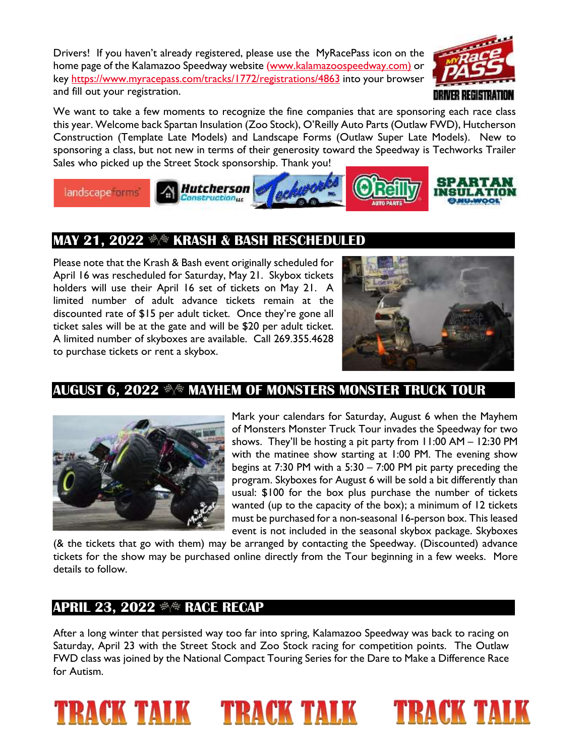Drivers! If you haven't already registered, please use the MyRacePass icon on the home page of the Kalamazoo Speedway website (www.kalamazoospeedway.com) or key https://www.myracepass.com/tracks/1772/registrations/4863 into your browser and fill out your registration.

We want to take a few moments to recognize the fine companies that are sponsoring each race class this year. Welcome back Spartan Insulation (Zoo Stock), O'Reilly Auto Parts (Outlaw FWD), Hutcherson Construction (Template Late Models) and Landscape Forms (Outlaw Super Late Models). New to sponsoring a class, but not new in terms of their generosity toward the Speedway is Techworks Trailer Sales who picked up the Street Stock sponsorship. Thank you!

## MAY 21, 2022 KRASH & BASH RESCHEDULED

Please note that the Krash & Bash event originally scheduled for April 16 was rescheduled for Saturday, May 21. Skybox tickets holders will use their April 16 set of tickets on May 21. A limited number of adult advance tickets remain at the discounted rate of $15 per adult ticket. Once they're gone all ticket sales will be at the gate and will be $20 per adult ticket. A limited number of skyboxes are available. Call 269.355.4628 to purchase tickets or rent a skybox.

## AUGUST 6, 2022 MAYHEM OF MONSTERS MONSTER TRUCK TOUR

Mark your calendars for Saturday, August 6 when the Mayhem of Monsters Monster Truck Tour invades the Speedway for two shows. They'll be hosting a pit party from 11:00 AM – 12:30 PM with the matinee show starting at 1:00 PM. The evening show begins at 7:30 PM with a 5:30 – 7:00 PM pit party preceding the program. Skyboxes for August 6 will be sold a bit differently than usual: $100 for the box plus purchase the number of tickets wanted (up to the capacity of the box); a minimum of 12 tickets must be purchased for a non-seasonal 16-person box. This leased event is not included in the seasonal skybox package. Skyboxes (& the tickets that go with them) may be arranged by contacting the Speedway. (Discounted) advance tickets for the show may be purchased online directly from the Tour beginning in a few weeks. More details to follow.

## APRIL 23, 2022 RACE RECAP

After a long winter that persisted way too far into spring, Kalamazoo Speedway was back to racing on Saturday, April 23 with the Street Stock and Zoo Stock racing for competition points. The Outlaw FWD class was joined by the National Compact Touring Series for the Dare to Make a Difference Race for Autism.

TRACK TALK TRACK TALK TRACK TALK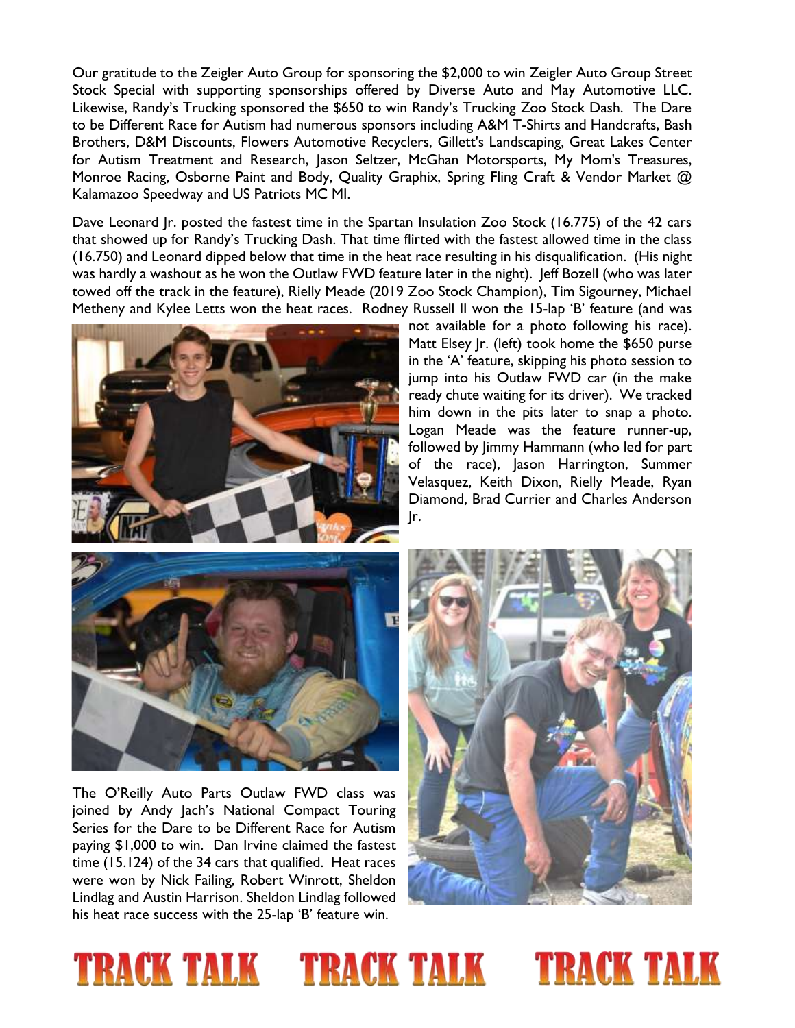Our gratitude to the Zeigler Auto Group for sponsoring the $2,000 to win Zeigler Auto Group Street Stock Special with supporting sponsorships offered by Diverse Auto and May Automotive LLC. Likewise, Randy's Trucking sponsored the $650 to win Randy's Trucking Zoo Stock Dash. The Dare to be Different Race for Autism had numerous sponsors including A&M T-Shirts and Handcrafts, Bash Brothers, D&M Discounts, Flowers Automotive Recyclers, Gillett's Landscaping, Great Lakes Center for Autism Treatment and Research, Jason Seltzer, McGhan Motorsports, My Mom's Treasures, Monroe Racing, Osborne Paint and Body, Quality Graphix, Spring Fling Craft & Vendor Market @ Kalamazoo Speedway and US Patriots MC MI.

Dave Leonard Jr. posted the fastest time in the Spartan Insulation Zoo Stock (16.775) of the 42 cars that showed up for Randy's Trucking Dash. That time flirted with the fastest allowed time in the class (16.750) and Leonard dipped below that time in the heat race resulting in his disqualification. (His night was hardly a washout as he won the Outlaw FWD feature later in the night). Jeff Bozell (who was later towed off the track in the feature), Rielly Meade (2019 Zoo Stock Champion), Tim Sigourney, Michael Metheny and Kylee Letts won the heat races. Rodney Russell II won the 15-lap 'B' feature (and was not available for a photo following his race). Matt Elsey Jr. (left) took home the $650 purse in the 'A' feature, skipping his photo session to jump into his Outlaw FWD car (in the make ready chute waiting for its driver). We tracked him down in the pits later to snap a photo. Logan Meade was the feature runner-up, followed by Jimmy Hammann (who led for part of the race), Jason Harrington, Summer Velasquez, Keith Dixon, Rielly Meade, Ryan Diamond, Brad Currier and Charles Anderson Jr.

The O'Reilly Auto Parts Outlaw FWD class was joined by Andy Jach's National Compact Touring Series for the Dare to be Different Race for Autism paying $1,000 to win. Dan Irvine claimed the fastest time (15.124) of the 34 cars that qualified. Heat races were won by Nick Failing, Robert Winrott, Sheldon Lindlag and Austin Harrison. Sheldon Lindlag followed his heat race success with the 25-lap 'B' feature win.

TRACK TALK TRACK TALK TRACK TALK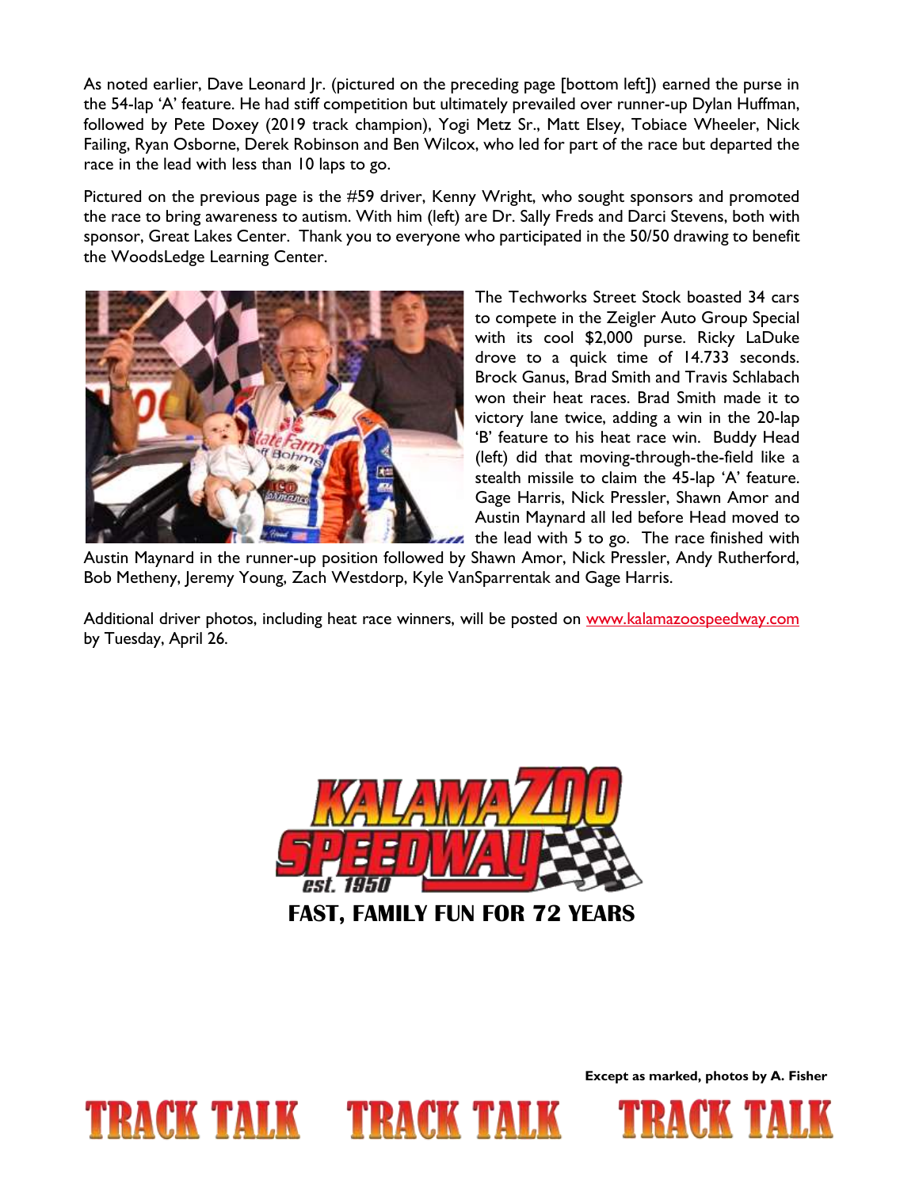As noted earlier, Dave Leonard Jr. (pictured on the preceding page [bottom left]) earned the purse in the 54-lap 'A' feature. He had stiff competition but ultimately prevailed over runner-up Dylan Huffman, followed by Pete Doxey (2019 track champion), Yogi Metz Sr., Matt Elsey, Tobiace Wheeler, Nick Failing, Ryan Osborne, Derek Robinson and Ben Wilcox, who led for part of the race but departed the race in the lead with less than 10 laps to go.

Pictured on the previous page is the #59 driver, Kenny Wright, who sought sponsors and promoted the race to bring awareness to autism. With him (left) are Dr. Sally Freds and Darci Stevens, both with sponsor, Great Lakes Center. Thank you to everyone who participated in the 50/50 drawing to benefit the WoodsLedge Learning Center.

The Techworks Street Stock boasted 34 cars to compete in the Zeigler Auto Group Special with its cool $2,000 purse. Ricky LaDuke drove to a quick time of 14.733 seconds. Brock Ganus, Brad Smith and Travis Schlabach won their heat races. Brad Smith made it to victory lane twice, adding a win in the 20-lap 'B' feature to his heat race win. Buddy Head (left) did that moving-through-the-field like a stealth missile to claim the 45-lap 'A' feature. Gage Harris, Nick Pressler, Shawn Amor and Austin Maynard all led before Head moved to the lead with 5 to go. The race finished with Austin Maynard in the runner-up position followed by Shawn Amor, Nick Pressler, Andy Rutherford, Bob Metheny, Jeremy Young, Zach Westdorp, Kyle VanSparrentak and Gage Harris.

Additional driver photos, including heat race winners, will be posted on www.kalamazoospeedway.com by Tuesday, April 26.

KALAMAZOO SPEEDWAY est. 1950

**FAST, FAMILY FUN FOR 72 YEARS**

**Except as marked, photos by A. Fisher**

TRACK TALK TRACK TALK TRACK TALK